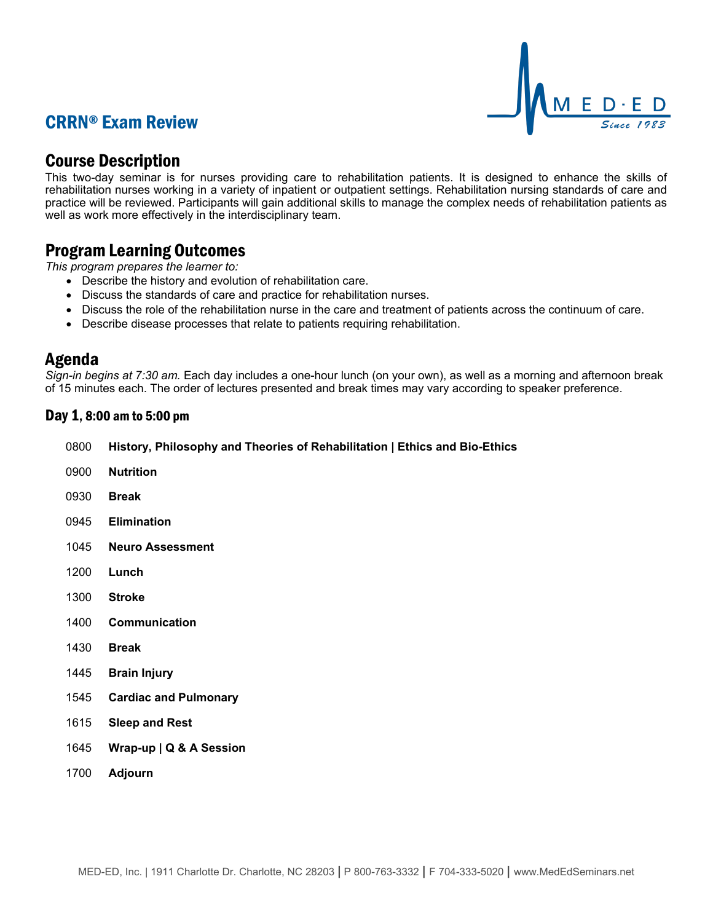# CRRN® Exam Review

## Course Description

This two-day seminar is for nurses providing care to rehabilitation patients. It is designed to enhance the skills of rehabilitation nurses working in a variety of inpatient or outpatient settings. Rehabilitation nursing standards of care and practice will be reviewed. Participants will gain additional skills to manage the complex needs of rehabilitation patients as well as work more effectively in the interdisciplinary team.

## Program Learning Outcomes

*This program prepares the learner to:*

- Describe the history and evolution of rehabilitation care.
- Discuss the standards of care and practice for rehabilitation nurses.
- Discuss the role of the rehabilitation nurse in the care and treatment of patients across the continuum of care.
- Describe disease processes that relate to patients requiring rehabilitation.

## Agenda

*Sign-in begins at 7:30 am.* Each day includes a one-hour lunch (on your own), as well as a morning and afternoon break of 15 minutes each. The order of lectures presented and break times may vary according to speaker preference.

### Day 1, 8:00 am to 5:00 pm

| | |
|---|---|
| 0800 | **History, Philosophy and Theories of Rehabilitation \| Ethics and Bio-Ethics** |
| 0900 | **Nutrition** |
| 0930 | **Break** |
| 0945 | **Elimination** |
| 1045 | **Neuro Assessment** |
| 1200 | **Lunch** |
| 1300 | **Stroke** |
| 1400 | **Communication** |
| 1430 | **Break** |
| 1445 | **Brain Injury** |
| 1545 | **Cardiac and Pulmonary** |
| 1615 | **Sleep and Rest** |
| 1645 | **Wrap-up \| Q & A Session** |
| 1700 | **Adjourn** |

MED-ED, Inc. | 1911 Charlotte Dr. Charlotte, NC 28203 | P 800-763-3332 | F 704-333-5020 | www.MedEdSeminars.net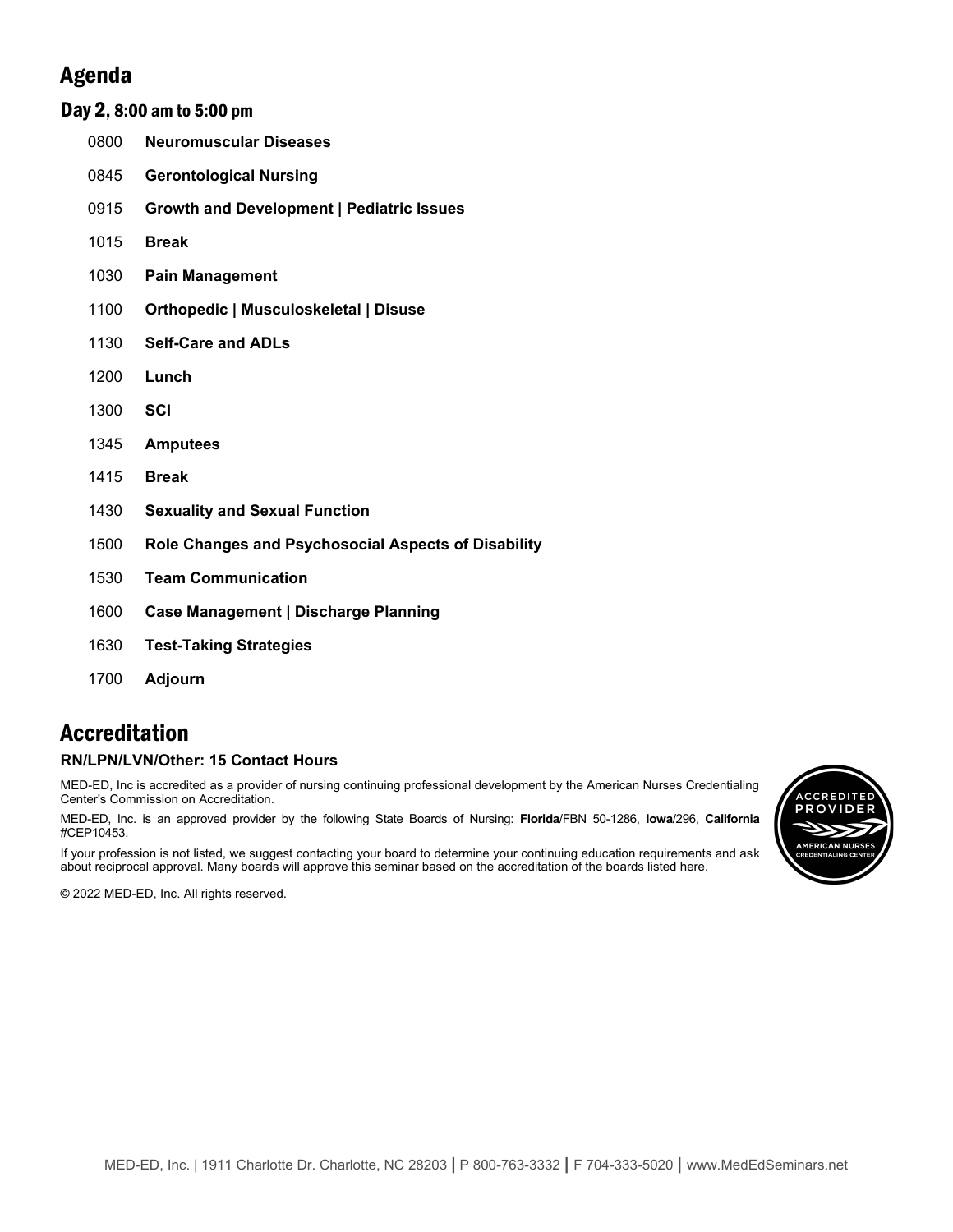# Agenda

## Day 2, 8:00 am to 5:00 pm

| | |
|---|---|
| 0800 | **Neuromuscular Diseases** |
| 0845 | **Gerontological Nursing** |
| 0915 | **Growth and Development \| Pediatric Issues** |
| 1015 | **Break** |
| 1030 | **Pain Management** |
| 1100 | **Orthopedic \| Musculoskeletal \| Disuse** |
| 1130 | **Self-Care and ADLs** |
| 1200 | **Lunch** |
| 1300 | **SCI** |
| 1345 | **Amputees** |
| 1415 | **Break** |
| 1430 | **Sexuality and Sexual Function** |
| 1500 | **Role Changes and Psychosocial Aspects of Disability** |
| 1530 | **Team Communication** |
| 1600 | **Case Management \| Discharge Planning** |
| 1630 | **Test-Taking Strategies** |
| 1700 | **Adjourn** |

# Accreditation

**RN/LPN/LVN/Other: 15 Contact Hours**

MED-ED, Inc is accredited as a provider of nursing continuing professional development by the American Nurses Credentialing Center's Commission on Accreditation.

MED-ED, Inc. is an approved provider by the following State Boards of Nursing: **Florida**/FBN 50-1286, **Iowa**/296, **California** #CEP10453.

If your profession is not listed, we suggest contacting your board to determine your continuing education requirements and ask about reciprocal approval. Many boards will approve this seminar based on the accreditation of the boards listed here.

ACCREDITED PROVIDER AMERICAN NURSES CREDENTIALING CENTER

© 2022 MED-ED, Inc. All rights reserved.

MED-ED, Inc. | 1911 Charlotte Dr. Charlotte, NC 28203 | P 800-763-3332 | F 704-333-5020 | www.MedEdSeminars.net